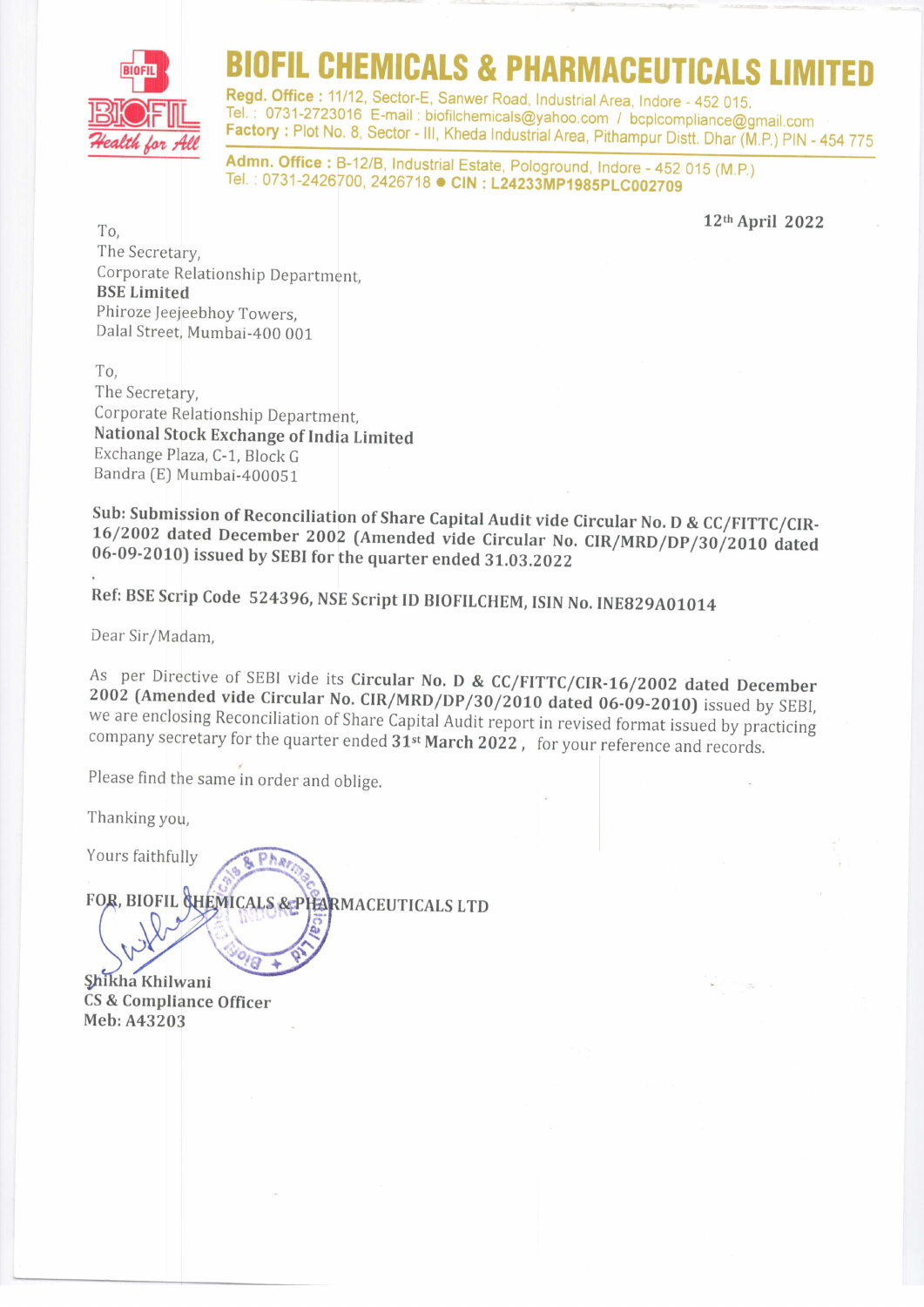# BIOFIL CHEMICALS & PHARMACEUTICALS LIMITED

**Regd. Office :** 11/12, Sector-E, Sanwer Road, Industrial Area, Indore - 452 015.
Tel. : 0731-2723016 E-mail : biofilchemicals@yahoo.com / bcplcompliance@gmail.com
**Factory :** Plot No. 8, Sector - III, Kheda Industrial Area, Pithampur Distt. Dhar (M.P.) PIN - 454 775

**Admn. Office :** B-12/B, Industrial Estate, Pologround, Indore - 452 015 (M.P.)
Tel. : 0731-2426700, 2426718 ● **CIN : L24233MP1985PLC002709**

**12th April 2022**

To,
The Secretary,
Corporate Relationship Department,
**BSE Limited**
Phiroze Jeejeebhoy Towers,
Dalal Street, Mumbai-400 001

To,
The Secretary,
Corporate Relationship Department,
**National Stock Exchange of India Limited**
Exchange Plaza, C-1, Block G
Bandra (E) Mumbai-400051

**Sub: Submission of Reconciliation of Share Capital Audit vide Circular No. D & CC/FITTC/CIR-16/2002 dated December 2002 (Amended vide Circular No. CIR/MRD/DP/30/2010 dated 06-09-2010) issued by SEBI for the quarter ended 31.03.2022**

**Ref: BSE Scrip Code 524396, NSE Script ID BIOFILCHEM, ISIN No. INE829A01014**

Dear Sir/Madam,

As per Directive of SEBI vide its **Circular No. D & CC/FITTC/CIR-16/2002 dated December 2002 (Amended vide Circular No. CIR/MRD/DP/30/2010 dated 06-09-2010)** issued by SEBI, we are enclosing Reconciliation of Share Capital Audit report in revised format issued by practicing company secretary for the quarter ended **31st March 2022**, for your reference and records.

Please find the same in order and oblige.

Thanking you,

Yours faithfully

**FOR, BIOFIL CHEMICALS & PHARMACEUTICALS LTD**

**Shikha Khilwani**
**CS & Compliance Officer**
**Meb: A43203**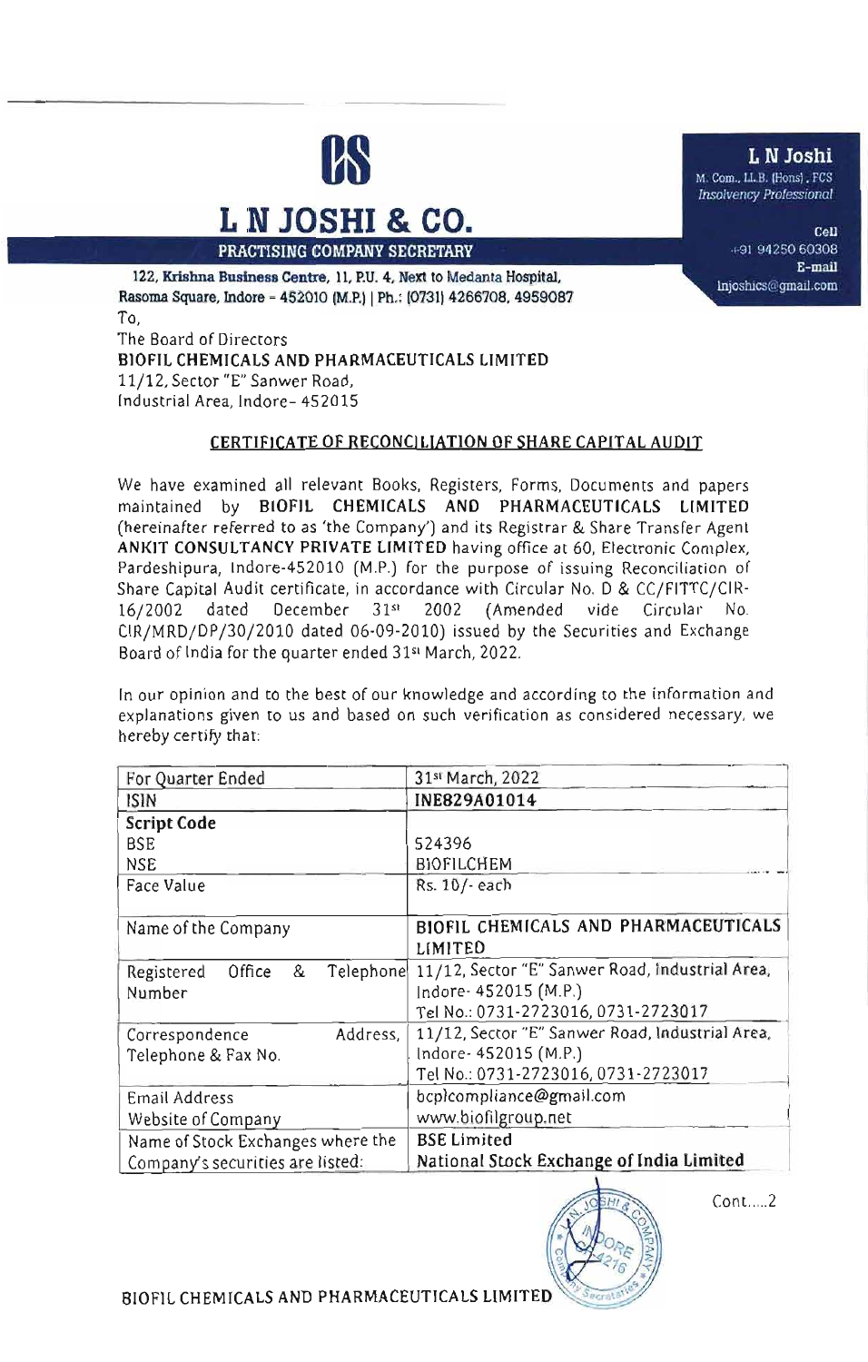# L N JOSHI & CO.

**PRACTISING COMPANY SECRETARY**

**122, Krishna Business Centre, 11, P.U. 4, Next to Medanta Hospital, Rasoma Square, Indore - 452010 (M.P.) | Ph.: (0731) 4266708, 4959087**

**L N Joshi**
M. Com., LL.B. (Hons), FCS
*Insolvency Professional*

**Cell** +91 94250 60308
**E-mail** lnjoshics@gmail.com

To,
The Board of Directors
**BIOFIL CHEMICALS AND PHARMACEUTICALS LIMITED**
11/12, Sector "E" Sanwer Road,
Industrial Area, Indore- 452015

## CERTIFICATE OF RECONCILIATION OF SHARE CAPITAL AUDIT

We have examined all relevant Books, Registers, Forms, Documents and papers maintained by **BIOFIL CHEMICALS AND PHARMACEUTICALS LIMITED** (hereinafter referred to as 'the Company') and its Registrar & Share Transfer Agent **ANKIT CONSULTANCY PRIVATE LIMITED** having office at 60, Electronic Complex, Pardeshipura, Indore-452010 (M.P.) for the purpose of issuing Reconciliation of Share Capital Audit certificate, in accordance with Circular No. D & CC/FITTC/CIR-16/2002 dated December 31st 2002 (Amended vide Circular No. CIR/MRD/DP/30/2010 dated 06-09-2010) issued by the Securities and Exchange Board of India for the quarter ended 31st March, 2022.

In our opinion and to the best of our knowledge and according to the information and explanations given to us and based on such verification as considered necessary, we hereby certify that:

| | |
|---|---|
| For Quarter Ended | 31st March, 2022 |
| ISIN | **INE829A01014** |
| **Script Code**<br>BSE<br>NSE | <br>524396<br>BIOFILCHEM |
| Face Value | Rs. 10/- each |
| Name of the Company | **BIOFIL CHEMICALS AND PHARMACEUTICALS LIMITED** |
| Registered Office & Telephone Number | 11/12, Sector "E" Sanwer Road, Industrial Area, Indore- 452015 (M.P.)<br>Tel No.: 0731-2723016, 0731-2723017 |
| Correspondence Address, Telephone & Fax No. | 11/12, Sector "E" Sanwer Road, Industrial Area, Indore- 452015 (M.P.)<br>Tel No.: 0731-2723016, 0731-2723017 |
| Email Address<br>Website of Company | bcplcompliance@gmail.com<br>www.biofilgroup.net |
| Name of Stock Exchanges where the Company's securities are listed: | **BSE Limited**<br>**National Stock Exchange of India Limited** |

Cont.....2

BIOFIL CHEMICALS AND PHARMACEUTICALS LIMITED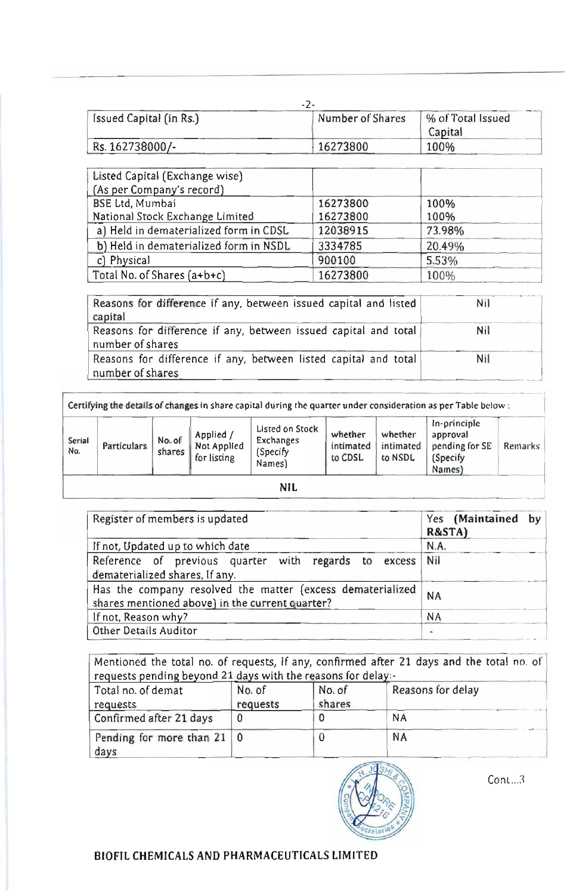| Issued Capital (in Rs.) | Number of Shares | % of Total Issued Capital |
|---|---|---|
| Rs. 162738000/- | 16273800 | 100% |

| Listed Capital (Exchange wise) (As per Company's record) | | |
|---|---|---|
| BSE Ltd, Mumbai<br>National Stock Exchange Limited | 16273800<br>16273800 | 100%<br>100% |
| a) Held in dematerialized form in CDSL | 12038915 | 73.98% |
| b) Held in dematerialized form in NSDL | 3334785 | 20.49% |
| c) Physical | 900100 | 5.53% |
| Total No. of Shares (a+b+c) | 16273800 | 100% |

| | |
|---|---|
| Reasons for difference if any, between issued capital and listed capital | Nil |
| Reasons for difference if any, between issued capital and total number of shares | Nil |
| Reasons for difference if any, between listed capital and total number of shares | Nil |

Certifying the details of changes in share capital during the quarter under consideration as per Table below :

| Serial No. | Particulars | No. of shares | Applied / Not Applied for listing | Listed on Stock Exchanges (Specify Names) | whether intimated to CDSL | whether intimated to NSDL | In-principle approval pending for SE (Specify Names) | Remarks |
|---|---|---|---|---|---|---|---|---|
| NIL | | | | | | | | |

| | |
|---|---|
| Register of members is updated | Yes **(Maintained by R&STA)** |
| If not, Updated up to which date | N.A. |
| Reference of previous quarter with regards to excess dematerialized shares, If any. | Nil |
| Has the company resolved the matter (excess dematerialized shares mentioned above) in the current quarter? | NA |
| If not, Reason why? | NA |
| Other Details Auditor | - |

Mentioned the total no. of requests, If any, confirmed after 21 days and the total no. of requests pending beyond 21 days with the reasons for delay:-

| Total no. of demat requests | No. of requests | No. of shares | Reasons for delay |
|---|---|---|---|
| Confirmed after 21 days | 0 | 0 | NA |
| Pending for more than 21 days | 0 | 0 | NA |

Cont...3

**BIOFIL CHEMICALS AND PHARMACEUTICALS LIMITED**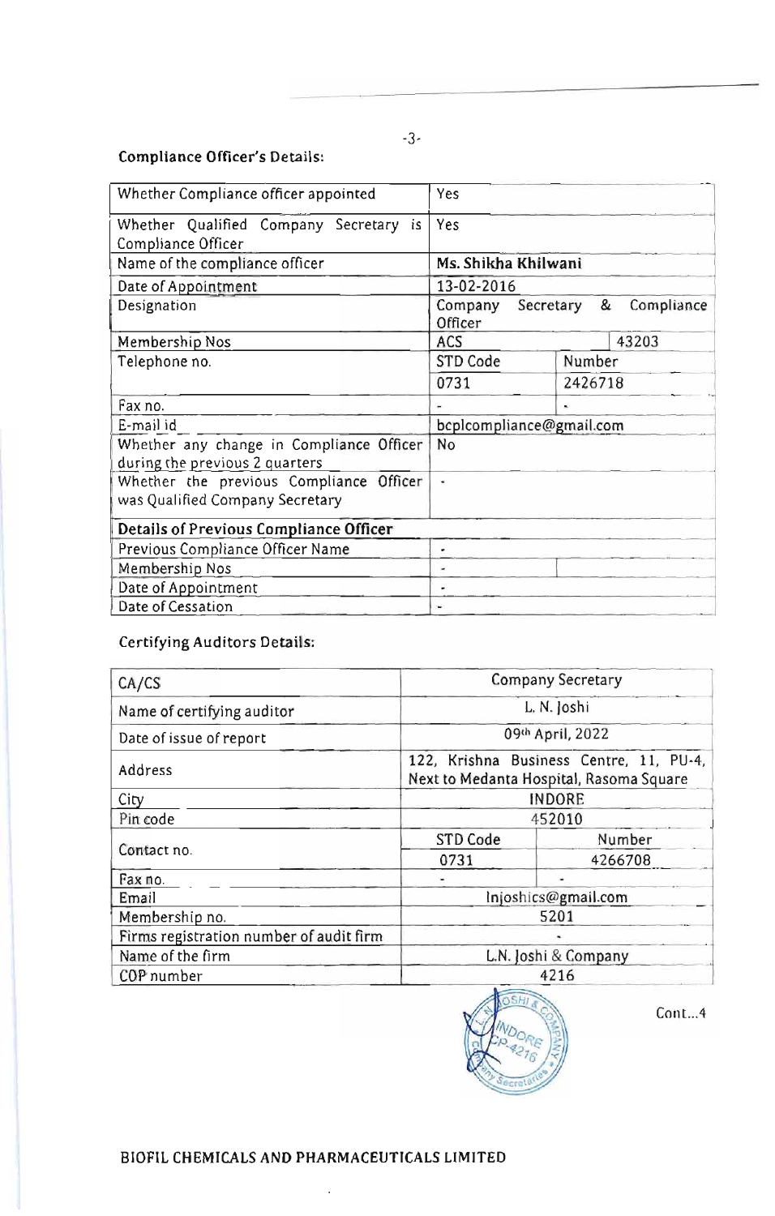**Compliance Officer's Details:**

| | | |
|---|---|---|
| Whether Compliance officer appointed | Yes | |
| Whether Qualified Company Secretary is Compliance Officer | Yes | |
| Name of the compliance officer | **Ms. Shikha Khilwani** | |
| Date of Appointment | 13-02-2016 | |
| Designation | Company Secretary & Compliance Officer | |
| Membership Nos | ACS | 43203 |
| Telephone no. | STD Code | Number |
| | 0731 | 2426718 |
| Fax no. | - | - |
| E-mail id | bcplcompliance@gmail.com | |
| Whether any change in Compliance Officer during the previous 2 quarters | No | |
| Whether the previous Compliance Officer was Qualified Company Secretary | - | |
| **Details of Previous Compliance Officer** | | |
| Previous Compliance Officer Name | - | |
| Membership Nos | - | |
| Date of Appointment | - | |
| Date of Cessation | - | |

**Certifying Auditors Details:**

| | | |
|---|---|---|
| CA/CS | Company Secretary | |
| Name of certifying auditor | L. N. Joshi | |
| Date of issue of report | 09th April, 2022 | |
| Address | 122, Krishna Business Centre, 11, PU-4, Next to Medanta Hospital, Rasoma Square | |
| City | INDORE | |
| Pin code | 452010 | |
| Contact no. | STD Code | Number |
| | 0731 | 4266708 |
| Fax no. | - | - |
| Email | lnjoshics@gmail.com | |
| Membership no. | 5201 | |
| Firms registration number of audit firm | - | |
| Name of the firm | L.N. Joshi & Company | |
| COP number | 4216 | |

Cont...4

BIOFIL CHEMICALS AND PHARMACEUTICALS LIMITED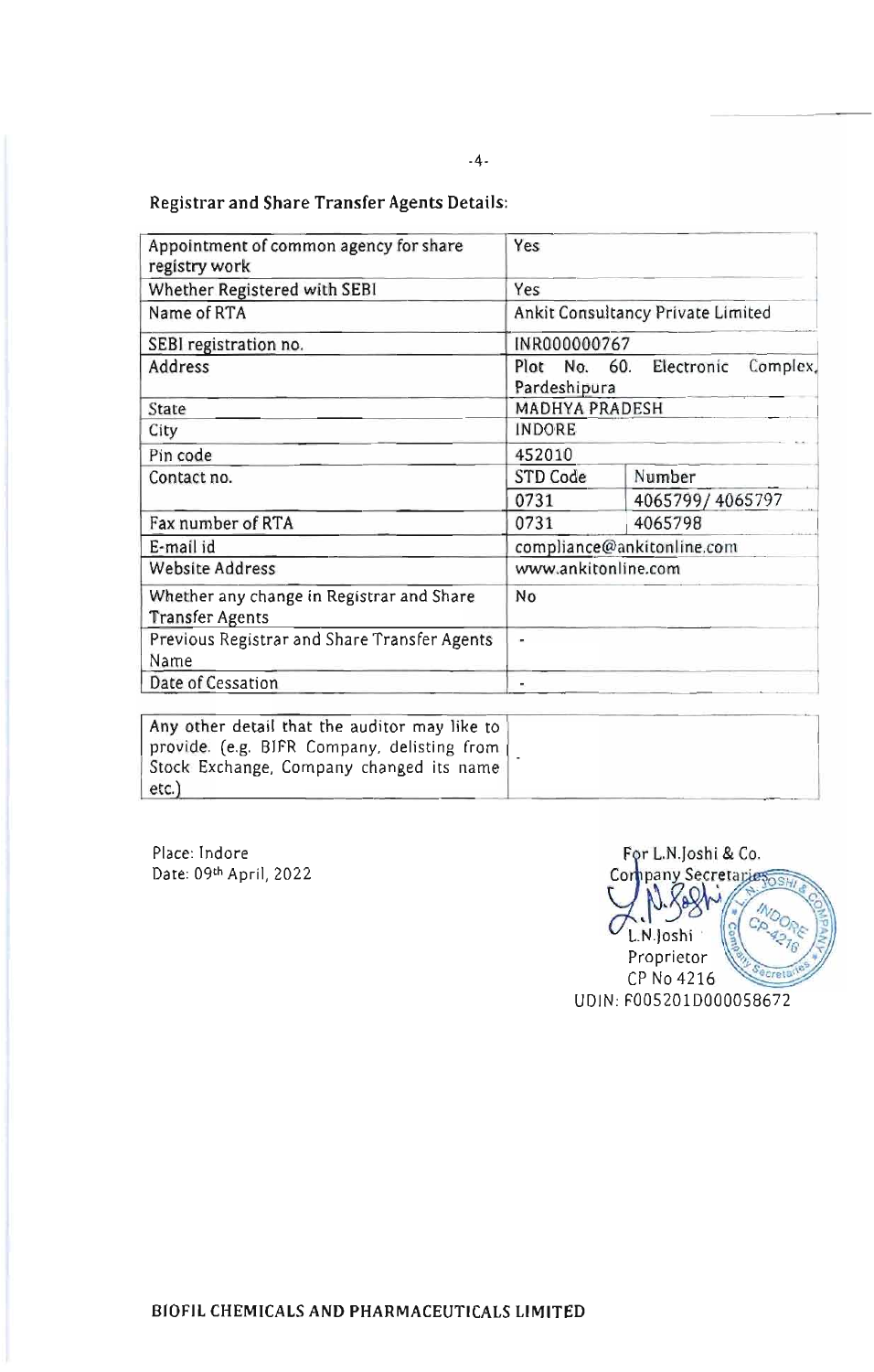**Registrar and Share Transfer Agents Details:**

| | | |
|---|---|---|
| Appointment of common agency for share registry work | Yes | |
| Whether Registered with SEBI | Yes | |
| Name of RTA | Ankit Consultancy Private Limited | |
| SEBI registration no. | INR000000767 | |
| Address | Plot No. 60. Electronic Complex, Pardeshipura | |
| State | MADHYA PRADESH | |
| City | INDORE | |
| Pin code | 452010 | |
| Contact no. | STD Code | Number |
| | 0731 | 4065799/ 4065797 |
| Fax number of RTA | 0731 | 4065798 |
| E-mail id | compliance@ankitonline.com | |
| Website Address | www.ankitonline.com | |
| Whether any change in Registrar and Share Transfer Agents | No | |
| Previous Registrar and Share Transfer Agents Name | - | |
| Date of Cessation | - | |

| | |
|---|---|
| Any other detail that the auditor may like to provide. (e.g. BIFR Company, delisting from Stock Exchange, Company changed its name etc.) | - |

Place: Indore
Date: 09th April, 2022

For L.N.Joshi & Co.
Company Secretaries

L.N.Joshi
Proprietor
CP No 4216
UDIN: F005201D000058672

BIOFIL CHEMICALS AND PHARMACEUTICALS LIMITED